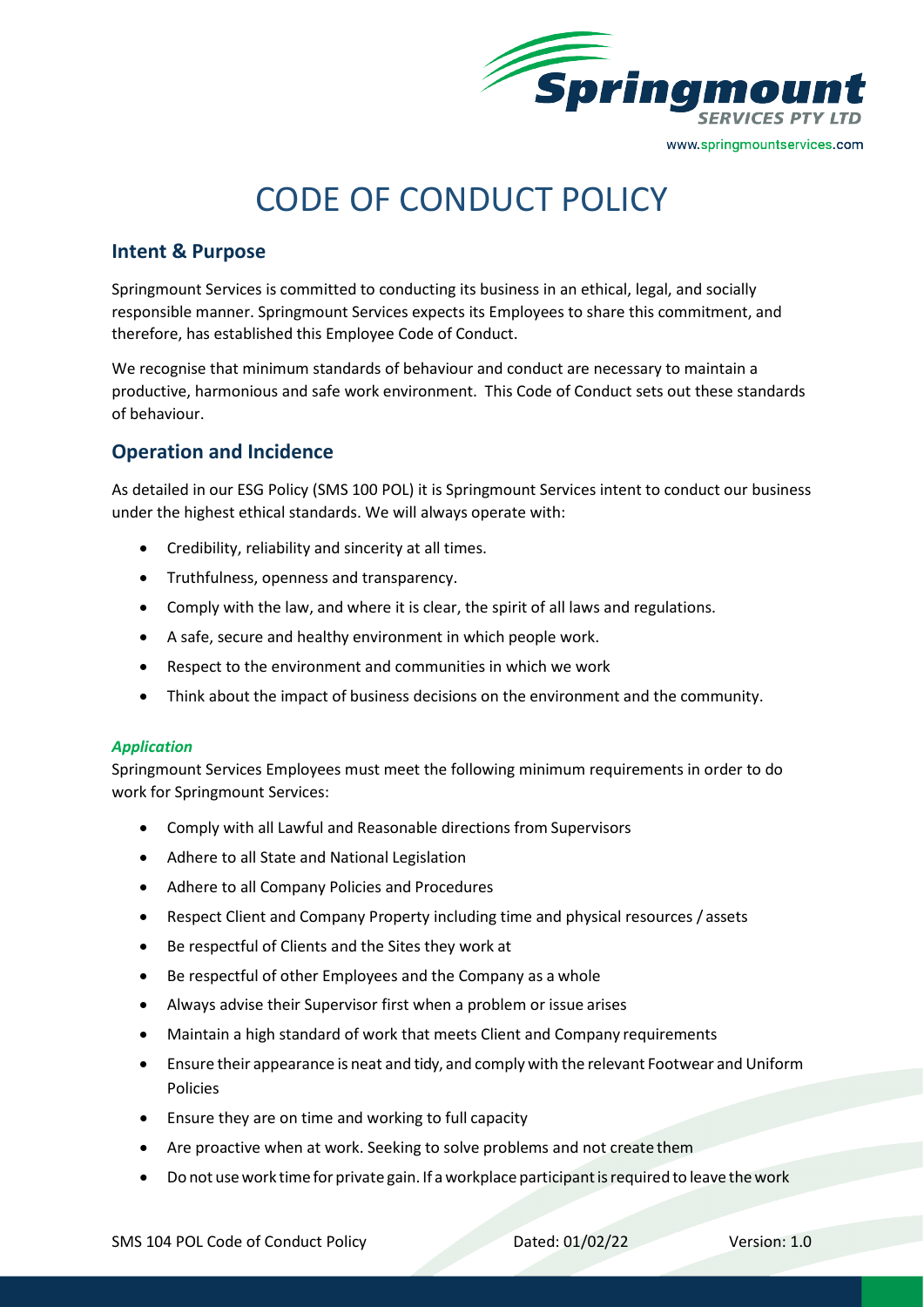# CODE OF CONDUCT POLICY

## Intent & Purpose

Springmount Services is committed to conducting its business in an ethical, legal, and socially responsible manner. Springmount Services expects its Employees to share this commitment, and therefore, has established this Employee Code of Conduct.

We recognise that minimum standards of behaviour and conduct are necessary to maintain a productive, harmonious and safe work environment. This Code of Conduct sets out these standards of behaviour.

## Operation and Incidence

As detailed in our ESG Policy (SMS 100 POL) it is Springmount Services intent to conduct our business under the highest ethical standards. We will always operate with:

- Credibility, reliability and sincerity at all times.
- Truthfulness, openness and transparency.
- Comply with the law, and where it is clear, the spirit of all laws and regulations.
- A safe, secure and healthy environment in which people work.
- Respect to the environment and communities in which we work
- Think about the impact of business decisions on the environment and the community.

### *Application*

Springmount Services Employees must meet the following minimum requirements in order to do work for Springmount Services:

- Comply with all Lawful and Reasonable directions from Supervisors
- Adhere to all State and National Legislation
- Adhere to all Company Policies and Procedures
- Respect Client and Company Property including time and physical resources / assets
- Be respectful of Clients and the Sites they work at
- Be respectful of other Employees and the Company as a whole
- Always advise their Supervisor first when a problem or issue arises
- Maintain a high standard of work that meets Client and Company requirements
- Ensure their appearance is neat and tidy, and comply with the relevant Footwear and Uniform Policies
- Ensure they are on time and working to full capacity
- Are proactive when at work. Seeking to solve problems and not create them
- Do not use work time for private gain. If a workplace participant is required to leave the work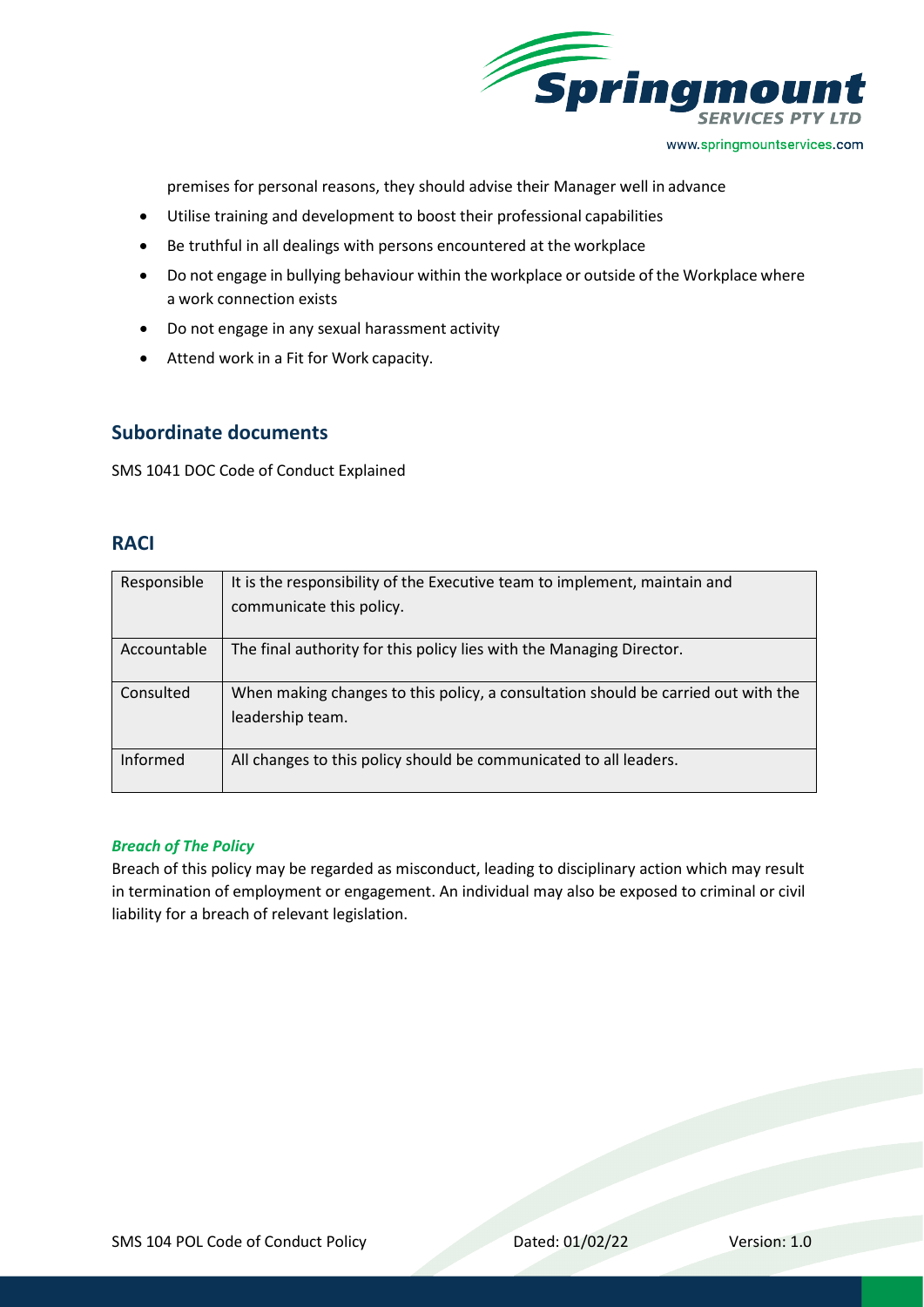premises for personal reasons, they should advise their Manager well in advance

- Utilise training and development to boost their professional capabilities
- Be truthful in all dealings with persons encountered at the workplace
- Do not engage in bullying behaviour within the workplace or outside of the Workplace where a work connection exists
- Do not engage in any sexual harassment activity
- Attend work in a Fit for Work capacity.

## Subordinate documents

SMS 1041 DOC Code of Conduct Explained

## RACI

| | |
|---|---|
| Responsible | It is the responsibility of the Executive team to implement, maintain and communicate this policy. |
| Accountable | The final authority for this policy lies with the Managing Director. |
| Consulted | When making changes to this policy, a consultation should be carried out with the leadership team. |
| Informed | All changes to this policy should be communicated to all leaders. |

***Breach of The Policy***

Breach of this policy may be regarded as misconduct, leading to disciplinary action which may result in termination of employment or engagement. An individual may also be exposed to criminal or civil liability for a breach of relevant legislation.